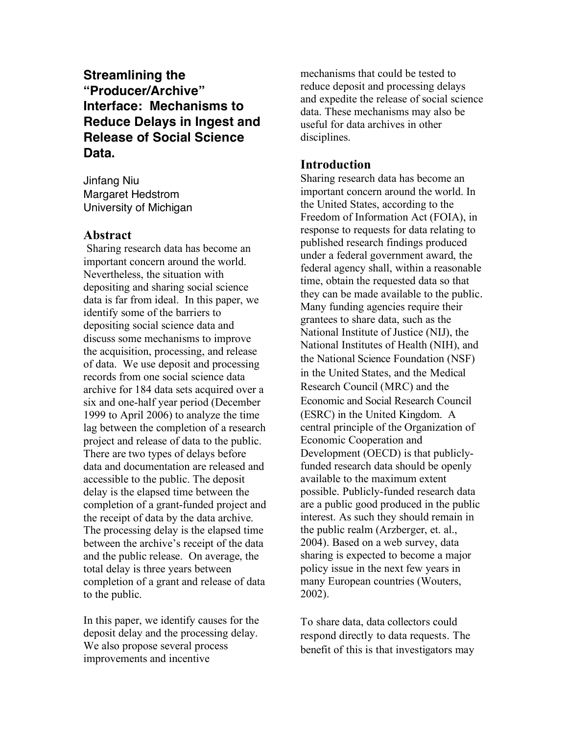# Streamlining the "Producer/Archive" Interface: Mechanisms to Reduce Delays in Ingest and Release of Social Science Data.

Jinfang Niu
Margaret Hedstrom
University of Michigan

## Abstract

Sharing research data has become an important concern around the world. Nevertheless, the situation with depositing and sharing social science data is far from ideal. In this paper, we identify some of the barriers to depositing social science data and discuss some mechanisms to improve the acquisition, processing, and release of data. We use deposit and processing records from one social science data archive for 184 data sets acquired over a six and one-half year period (December 1999 to April 2006) to analyze the time lag between the completion of a research project and release of data to the public. There are two types of delays before data and documentation are released and accessible to the public. The deposit delay is the elapsed time between the completion of a grant-funded project and the receipt of data by the data archive. The processing delay is the elapsed time between the archive's receipt of the data and the public release. On average, the total delay is three years between completion of a grant and release of data to the public.

In this paper, we identify causes for the deposit delay and the processing delay. We also propose several process improvements and incentive mechanisms that could be tested to reduce deposit and processing delays and expedite the release of social science data. These mechanisms may also be useful for data archives in other disciplines.

## Introduction

Sharing research data has become an important concern around the world. In the United States, according to the Freedom of Information Act (FOIA), in response to requests for data relating to published research findings produced under a federal government award, the federal agency shall, within a reasonable time, obtain the requested data so that they can be made available to the public. Many funding agencies require their grantees to share data, such as the National Institute of Justice (NIJ), the National Institutes of Health (NIH), and the National Science Foundation (NSF) in the United States, and the Medical Research Council (MRC) and the Economic and Social Research Council (ESRC) in the United Kingdom. A central principle of the Organization of Economic Cooperation and Development (OECD) is that publicly-funded research data should be openly available to the maximum extent possible. Publicly-funded research data are a public good produced in the public interest. As such they should remain in the public realm (Arzberger, et. al., 2004). Based on a web survey, data sharing is expected to become a major policy issue in the next few years in many European countries (Wouters, 2002).

To share data, data collectors could respond directly to data requests. The benefit of this is that investigators may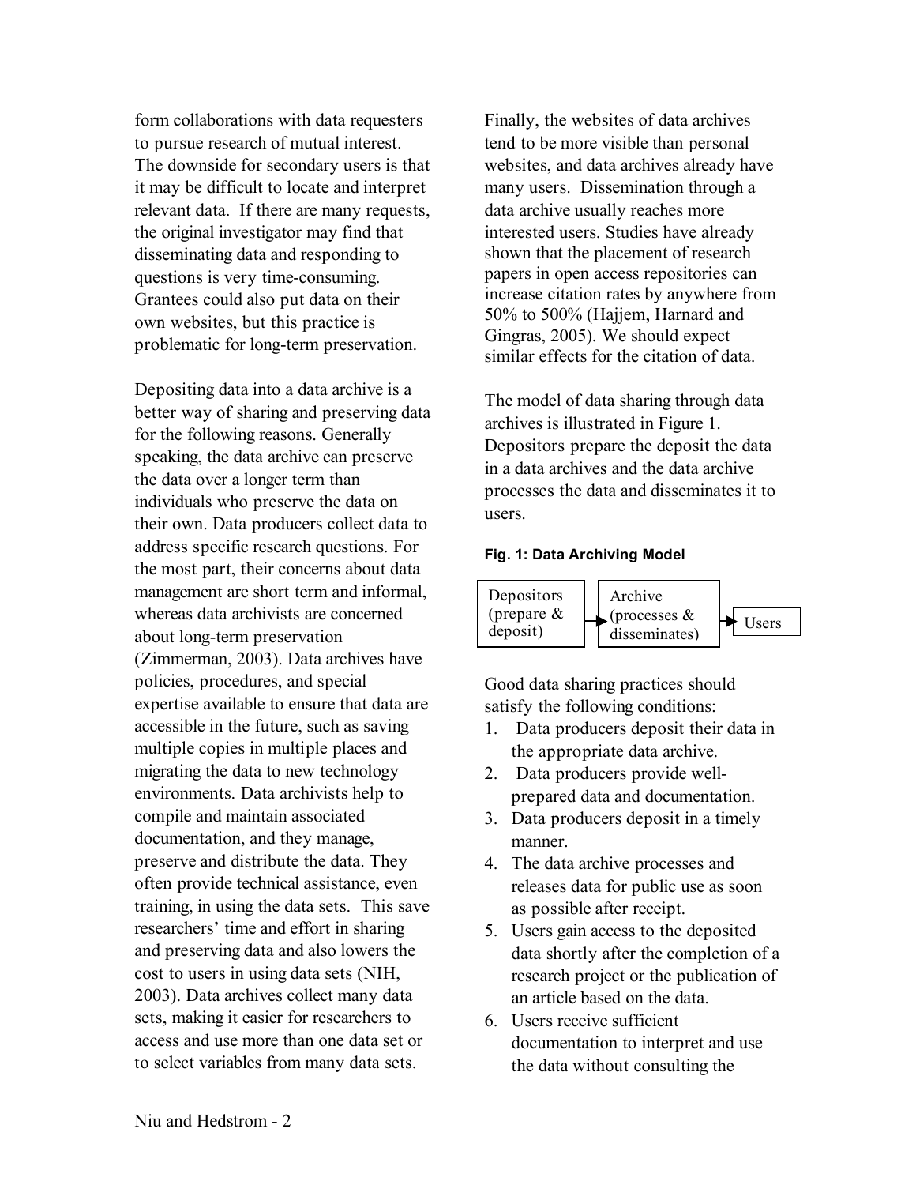form collaborations with data requesters to pursue research of mutual interest. The downside for secondary users is that it may be difficult to locate and interpret relevant data. If there are many requests, the original investigator may find that disseminating data and responding to questions is very time-consuming. Grantees could also put data on their own websites, but this practice is problematic for long-term preservation.

Depositing data into a data archive is a better way of sharing and preserving data for the following reasons. Generally speaking, the data archive can preserve the data over a longer term than individuals who preserve the data on their own. Data producers collect data to address specific research questions. For the most part, their concerns about data management are short term and informal, whereas data archivists are concerned about long-term preservation (Zimmerman, 2003). Data archives have policies, procedures, and special expertise available to ensure that data are accessible in the future, such as saving multiple copies in multiple places and migrating the data to new technology environments. Data archivists help to compile and maintain associated documentation, and they manage, preserve and distribute the data. They often provide technical assistance, even training, in using the data sets. This save researchers' time and effort in sharing and preserving data and also lowers the cost to users in using data sets (NIH, 2003). Data archives collect many data sets, making it easier for researchers to access and use more than one data set or to select variables from many data sets.

Finally, the websites of data archives tend to be more visible than personal websites, and data archives already have many users. Dissemination through a data archive usually reaches more interested users. Studies have already shown that the placement of research papers in open access repositories can increase citation rates by anywhere from 50% to 500% (Hajjem, Harnard and Gingras, 2005). We should expect similar effects for the citation of data.

The model of data sharing through data archives is illustrated in Figure 1. Depositors prepare the deposit the data in a data archives and the data archive processes the data and disseminates it to users.

**Fig. 1: Data Archiving Model**

Depositors (prepare & deposit) → Archive (processes & disseminates) → Users

Good data sharing practices should satisfy the following conditions:

1. Data producers deposit their data in the appropriate data archive.
2. Data producers provide well-prepared data and documentation.
3. Data producers deposit in a timely manner.
4. The data archive processes and releases data for public use as soon as possible after receipt.
5. Users gain access to the deposited data shortly after the completion of a research project or the publication of an article based on the data.
6. Users receive sufficient documentation to interpret and use the data without consulting the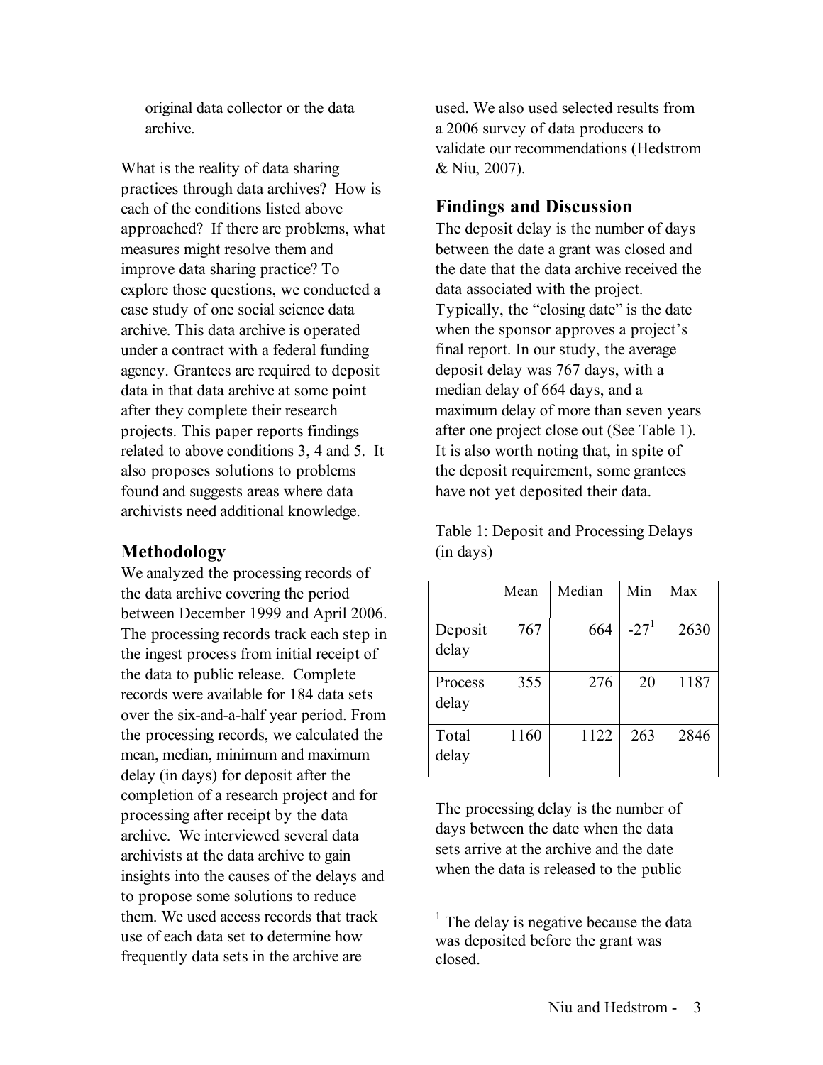original data collector or the data archive.

What is the reality of data sharing practices through data archives? How is each of the conditions listed above approached? If there are problems, what measures might resolve them and improve data sharing practice? To explore those questions, we conducted a case study of one social science data archive. This data archive is operated under a contract with a federal funding agency. Grantees are required to deposit data in that data archive at some point after they complete their research projects. This paper reports findings related to above conditions 3, 4 and 5. It also proposes solutions to problems found and suggests areas where data archivists need additional knowledge.

## Methodology

We analyzed the processing records of the data archive covering the period between December 1999 and April 2006. The processing records track each step in the ingest process from initial receipt of the data to public release. Complete records were available for 184 data sets over the six-and-a-half year period. From the processing records, we calculated the mean, median, minimum and maximum delay (in days) for deposit after the completion of a research project and for processing after receipt by the data archive. We interviewed several data archivists at the data archive to gain insights into the causes of the delays and to propose some solutions to reduce them. We used access records that track use of each data set to determine how frequently data sets in the archive are used. We also used selected results from a 2006 survey of data producers to validate our recommendations (Hedstrom & Niu, 2007).

## Findings and Discussion

The deposit delay is the number of days between the date a grant was closed and the date that the data archive received the data associated with the project. Typically, the "closing date" is the date when the sponsor approves a project's final report. In our study, the average deposit delay was 767 days, with a median delay of 664 days, and a maximum delay of more than seven years after one project close out (See Table 1). It is also worth noting that, in spite of the deposit requirement, some grantees have not yet deposited their data.

Table 1: Deposit and Processing Delays (in days)

| | Mean | Median | Min | Max |
|---|---|---|---|---|
| Deposit delay | 767 | 664 | -27[1] | 2630 |
| Process delay | 355 | 276 | 20 | 1187 |
| Total delay | 1160 | 1122 | 263 | 2846 |

The processing delay is the number of days between the date when the data sets arrive at the archive and the date when the data is released to the public

[1] The delay is negative because the data was deposited before the grant was closed.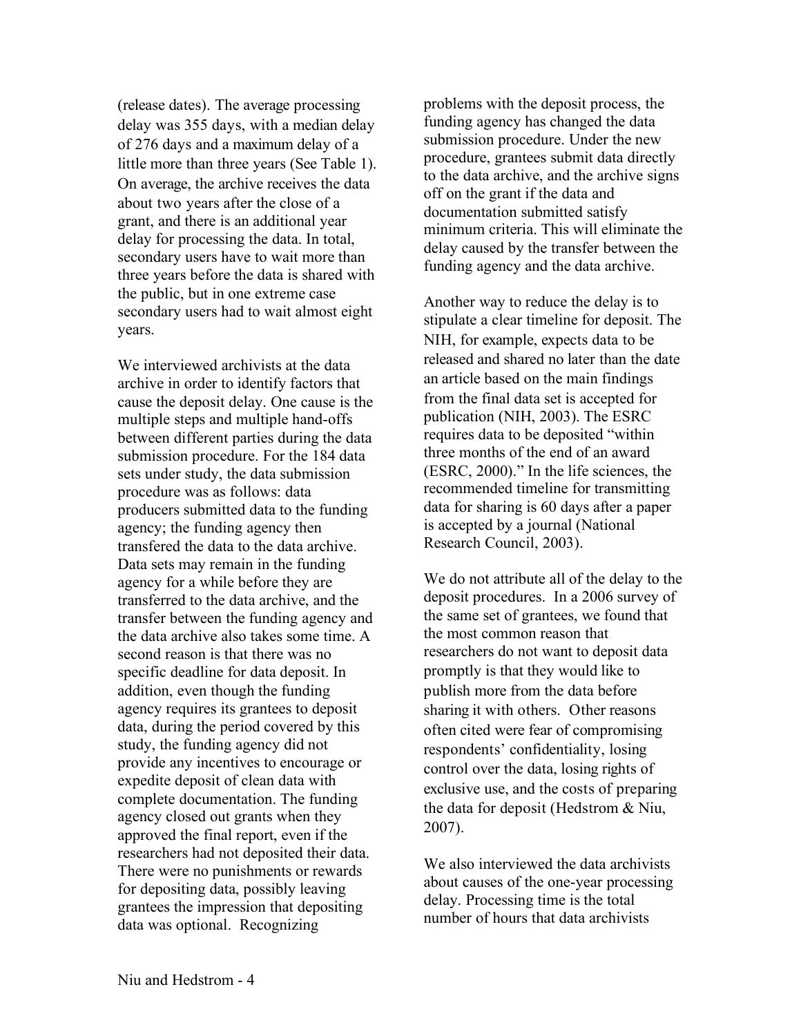(release dates). The average processing delay was 355 days, with a median delay of 276 days and a maximum delay of a little more than three years (See Table 1). On average, the archive receives the data about two years after the close of a grant, and there is an additional year delay for processing the data. In total, secondary users have to wait more than three years before the data is shared with the public, but in one extreme case secondary users had to wait almost eight years.

We interviewed archivists at the data archive in order to identify factors that cause the deposit delay. One cause is the multiple steps and multiple hand-offs between different parties during the data submission procedure. For the 184 data sets under study, the data submission procedure was as follows: data producers submitted data to the funding agency; the funding agency then transfered the data to the data archive. Data sets may remain in the funding agency for a while before they are transferred to the data archive, and the transfer between the funding agency and the data archive also takes some time. A second reason is that there was no specific deadline for data deposit. In addition, even though the funding agency requires its grantees to deposit data, during the period covered by this study, the funding agency did not provide any incentives to encourage or expedite deposit of clean data with complete documentation. The funding agency closed out grants when they approved the final report, even if the researchers had not deposited their data. There were no punishments or rewards for depositing data, possibly leaving grantees the impression that depositing data was optional. Recognizing problems with the deposit process, the funding agency has changed the data submission procedure. Under the new procedure, grantees submit data directly to the data archive, and the archive signs off on the grant if the data and documentation submitted satisfy minimum criteria. This will eliminate the delay caused by the transfer between the funding agency and the data archive.

Another way to reduce the delay is to stipulate a clear timeline for deposit. The NIH, for example, expects data to be released and shared no later than the date an article based on the main findings from the final data set is accepted for publication (NIH, 2003). The ESRC requires data to be deposited "within three months of the end of an award (ESRC, 2000)." In the life sciences, the recommended timeline for transmitting data for sharing is 60 days after a paper is accepted by a journal (National Research Council, 2003).

We do not attribute all of the delay to the deposit procedures. In a 2006 survey of the same set of grantees, we found that the most common reason that researchers do not want to deposit data promptly is that they would like to publish more from the data before sharing it with others. Other reasons often cited were fear of compromising respondents' confidentiality, losing control over the data, losing rights of exclusive use, and the costs of preparing the data for deposit (Hedstrom & Niu, 2007).

We also interviewed the data archivists about causes of the one-year processing delay. Processing time is the total number of hours that data archivists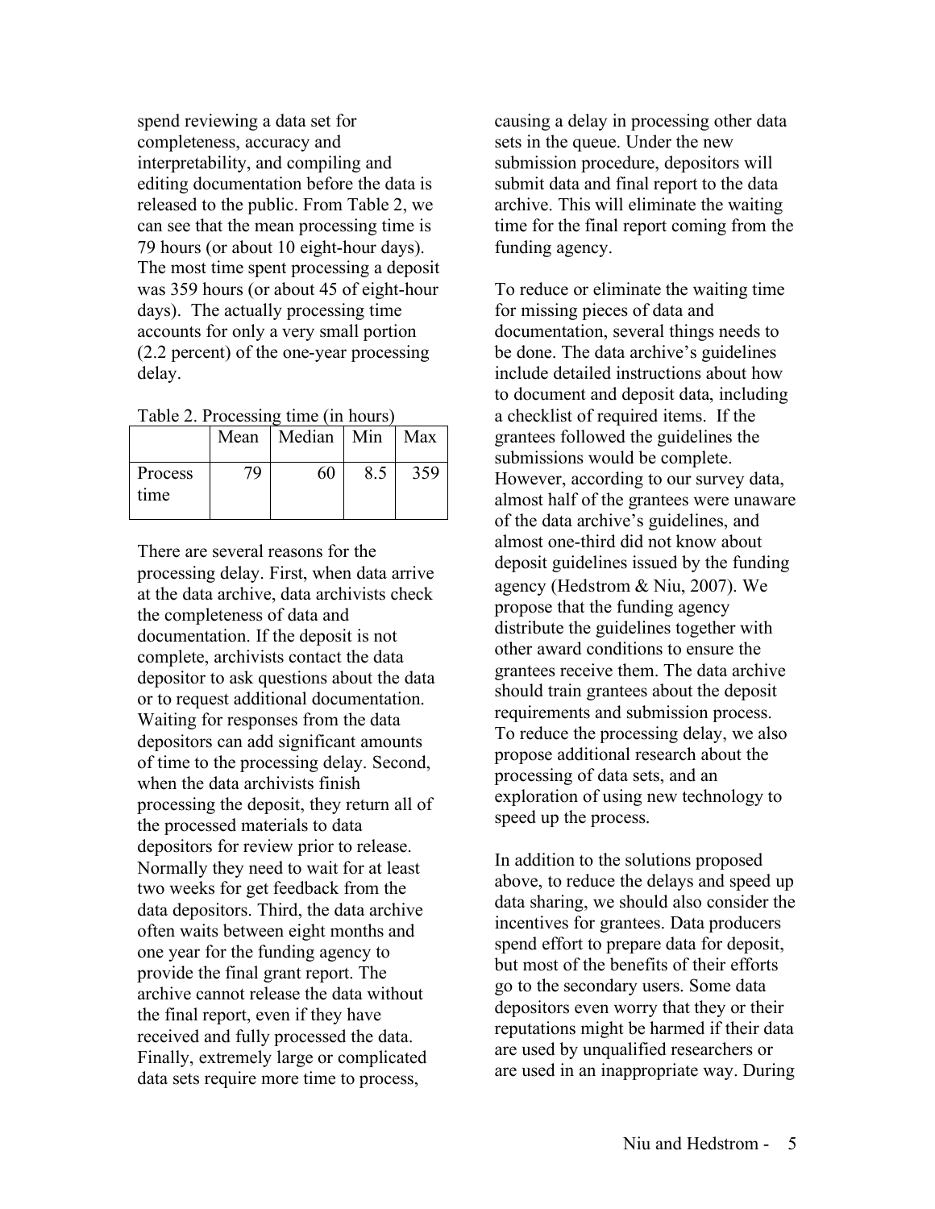spend reviewing a data set for completeness, accuracy and interpretability, and compiling and editing documentation before the data is released to the public. From Table 2, we can see that the mean processing time is 79 hours (or about 10 eight-hour days). The most time spent processing a deposit was 359 hours (or about 45 of eight-hour days). The actually processing time accounts for only a very small portion (2.2 percent) of the one-year processing delay.

Table 2. Processing time (in hours)

| | Mean | Median | Min | Max |
|---|---|---|---|---|
| Process time | 79 | 60 | 8.5 | 359 |

There are several reasons for the processing delay. First, when data arrive at the data archive, data archivists check the completeness of data and documentation. If the deposit is not complete, archivists contact the data depositor to ask questions about the data or to request additional documentation. Waiting for responses from the data depositors can add significant amounts of time to the processing delay. Second, when the data archivists finish processing the deposit, they return all of the processed materials to data depositors for review prior to release. Normally they need to wait for at least two weeks for get feedback from the data depositors. Third, the data archive often waits between eight months and one year for the funding agency to provide the final grant report. The archive cannot release the data without the final report, even if they have received and fully processed the data. Finally, extremely large or complicated data sets require more time to process, causing a delay in processing other data sets in the queue. Under the new submission procedure, depositors will submit data and final report to the data archive. This will eliminate the waiting time for the final report coming from the funding agency.

To reduce or eliminate the waiting time for missing pieces of data and documentation, several things needs to be done. The data archive's guidelines include detailed instructions about how to document and deposit data, including a checklist of required items. If the grantees followed the guidelines the submissions would be complete. However, according to our survey data, almost half of the grantees were unaware of the data archive's guidelines, and almost one-third did not know about deposit guidelines issued by the funding agency (Hedstrom & Niu, 2007). We propose that the funding agency distribute the guidelines together with other award conditions to ensure the grantees receive them. The data archive should train grantees about the deposit requirements and submission process. To reduce the processing delay, we also propose additional research about the processing of data sets, and an exploration of using new technology to speed up the process.

In addition to the solutions proposed above, to reduce the delays and speed up data sharing, we should also consider the incentives for grantees. Data producers spend effort to prepare data for deposit, but most of the benefits of their efforts go to the secondary users. Some data depositors even worry that they or their reputations might be harmed if their data are used by unqualified researchers or are used in an inappropriate way. During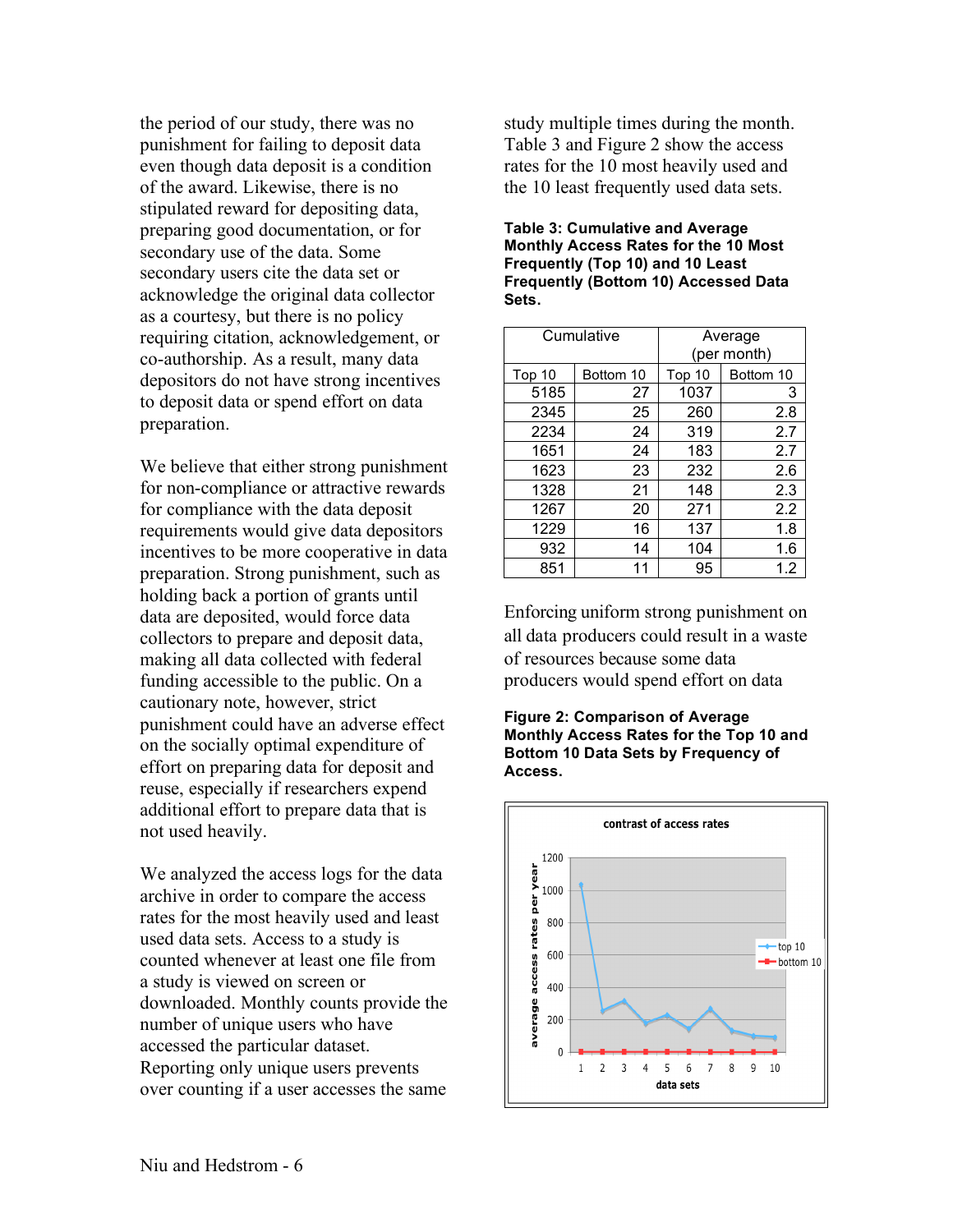the period of our study, there was no punishment for failing to deposit data even though data deposit is a condition of the award. Likewise, there is no stipulated reward for depositing data, preparing good documentation, or for secondary use of the data. Some secondary users cite the data set or acknowledge the original data collector as a courtesy, but there is no policy requiring citation, acknowledgement, or co-authorship. As a result, many data depositors do not have strong incentives to deposit data or spend effort on data preparation.

We believe that either strong punishment for non-compliance or attractive rewards for compliance with the data deposit requirements would give data depositors incentives to be more cooperative in data preparation. Strong punishment, such as holding back a portion of grants until data are deposited, would force data collectors to prepare and deposit data, making all data collected with federal funding accessible to the public. On a cautionary note, however, strict punishment could have an adverse effect on the socially optimal expenditure of effort on preparing data for deposit and reuse, especially if researchers expend additional effort to prepare data that is not used heavily.

We analyzed the access logs for the data archive in order to compare the access rates for the most heavily used and least used data sets. Access to a study is counted whenever at least one file from a study is viewed on screen or downloaded. Monthly counts provide the number of unique users who have accessed the particular dataset. Reporting only unique users prevents over counting if a user accesses the same study multiple times during the month. Table 3 and Figure 2 show the access rates for the 10 most heavily used and the 10 least frequently used data sets.

**Table 3: Cumulative and Average Monthly Access Rates for the 10 Most Frequently (Top 10) and 10 Least Frequently (Bottom 10) Accessed Data Sets.**

| Cumulative | | Average (per month) | |
|---|---|---|---|
| Top 10 | Bottom 10 | Top 10 | Bottom 10 |
| 5185 | 27 | 1037 | 3 |
| 2345 | 25 | 260 | 2.8 |
| 2234 | 24 | 319 | 2.7 |
| 1651 | 24 | 183 | 2.7 |
| 1623 | 23 | 232 | 2.6 |
| 1328 | 21 | 148 | 2.3 |
| 1267 | 20 | 271 | 2.2 |
| 1229 | 16 | 137 | 1.8 |
| 932 | 14 | 104 | 1.6 |
| 851 | 11 | 95 | 1.2 |

Enforcing uniform strong punishment on all data producers could result in a waste of resources because some data producers would spend effort on data

**Figure 2: Comparison of Average Monthly Access Rates for the Top 10 and Bottom 10 Data Sets by Frequency of Access.**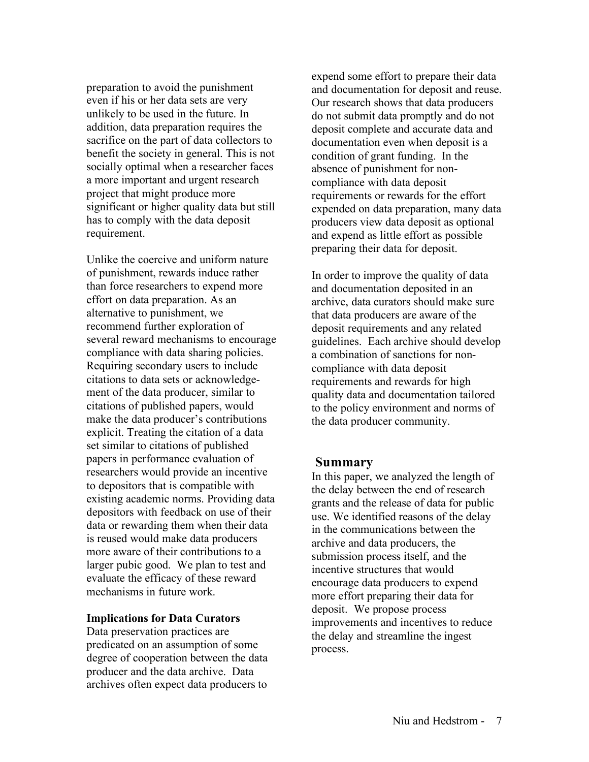preparation to avoid the punishment even if his or her data sets are very unlikely to be used in the future. In addition, data preparation requires the sacrifice on the part of data collectors to benefit the society in general. This is not socially optimal when a researcher faces a more important and urgent research project that might produce more significant or higher quality data but still has to comply with the data deposit requirement.

Unlike the coercive and uniform nature of punishment, rewards induce rather than force researchers to expend more effort on data preparation. As an alternative to punishment, we recommend further exploration of several reward mechanisms to encourage compliance with data sharing policies. Requiring secondary users to include citations to data sets or acknowledgement of the data producer, similar to citations of published papers, would make the data producer's contributions explicit. Treating the citation of a data set similar to citations of published papers in performance evaluation of researchers would provide an incentive to depositors that is compatible with existing academic norms. Providing data depositors with feedback on use of their data or rewarding them when their data is reused would make data producers more aware of their contributions to a larger pubic good. We plan to test and evaluate the efficacy of these reward mechanisms in future work.

**Implications for Data Curators**

Data preservation practices are predicated on an assumption of some degree of cooperation between the data producer and the data archive. Data archives often expect data producers to expend some effort to prepare their data and documentation for deposit and reuse. Our research shows that data producers do not submit data promptly and do not deposit complete and accurate data and documentation even when deposit is a condition of grant funding. In the absence of punishment for non-compliance with data deposit requirements or rewards for the effort expended on data preparation, many data producers view data deposit as optional and expend as little effort as possible preparing their data for deposit.

In order to improve the quality of data and documentation deposited in an archive, data curators should make sure that data producers are aware of the deposit requirements and any related guidelines. Each archive should develop a combination of sanctions for non-compliance with data deposit requirements and rewards for high quality data and documentation tailored to the policy environment and norms of the data producer community.

## Summary

In this paper, we analyzed the length of the delay between the end of research grants and the release of data for public use. We identified reasons of the delay in the communications between the archive and data producers, the submission process itself, and the incentive structures that would encourage data producers to expend more effort preparing their data for deposit. We propose process improvements and incentives to reduce the delay and streamline the ingest process.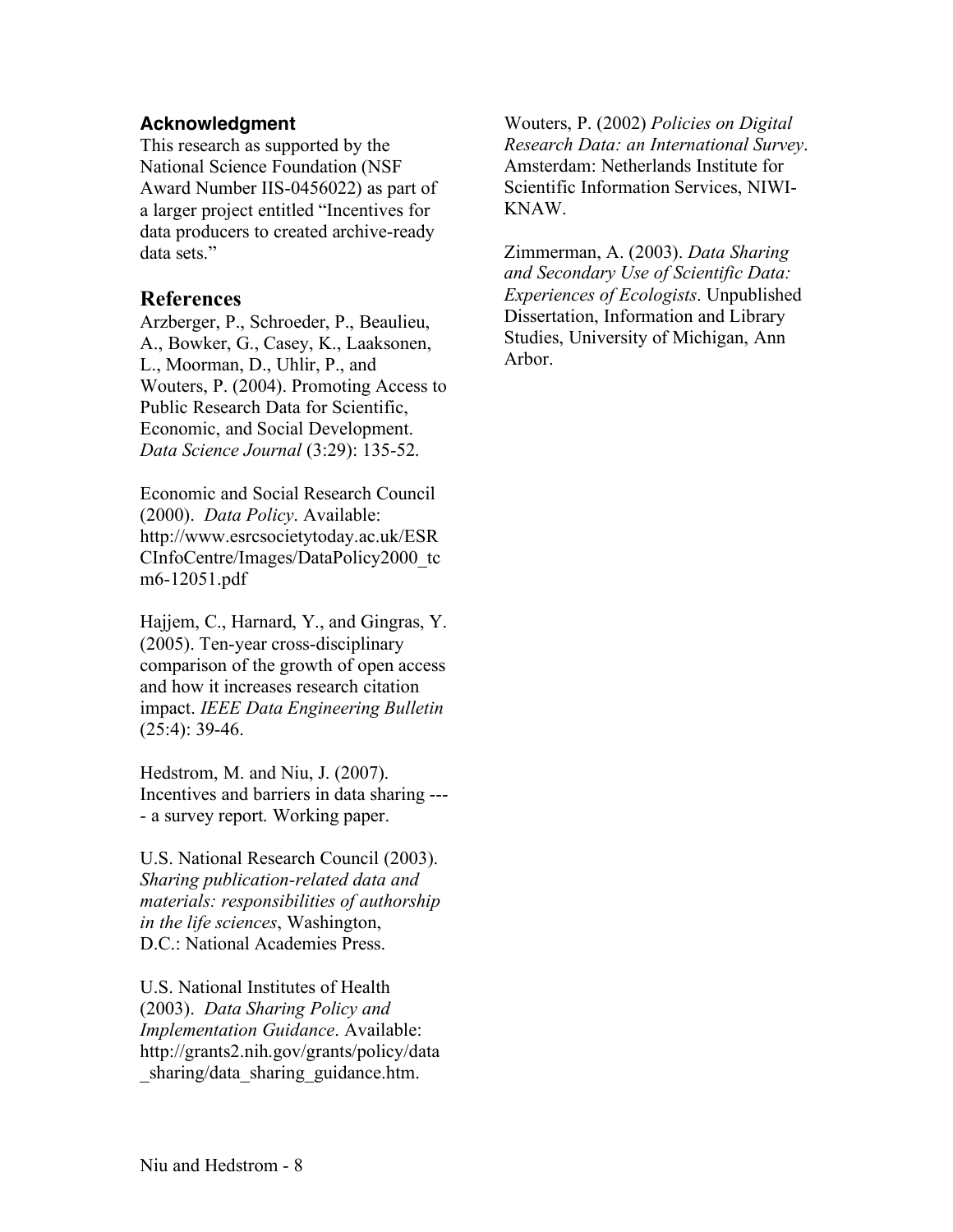### Acknowledgment

This research as supported by the National Science Foundation (NSF Award Number IIS-0456022) as part of a larger project entitled "Incentives for data producers to created archive-ready data sets."

## References

Arzberger, P., Schroeder, P., Beaulieu, A., Bowker, G., Casey, K., Laaksonen, L., Moorman, D., Uhlir, P., and Wouters, P. (2004). Promoting Access to Public Research Data for Scientific, Economic, and Social Development. *Data Science Journal* (3:29): 135-52.

Economic and Social Research Council (2000). *Data Policy*. Available: http://www.esrcsocietytoday.ac.uk/ESRCInfoCentre/Images/DataPolicy2000_tcm6-12051.pdf

Hajjem, C., Harnard, Y., and Gingras, Y. (2005). Ten-year cross-disciplinary comparison of the growth of open access and how it increases research citation impact. *IEEE Data Engineering Bulletin* (25:4): 39-46.

Hedstrom, M. and Niu, J. (2007). Incentives and barriers in data sharing ---- a survey report. Working paper.

U.S. National Research Council (2003). *Sharing publication-related data and materials: responsibilities of authorship in the life sciences*, Washington, D.C.: National Academies Press.

U.S. National Institutes of Health (2003). *Data Sharing Policy and Implementation Guidance*. Available: http://grants2.nih.gov/grants/policy/data_sharing/data_sharing_guidance.htm.

Wouters, P. (2002) *Policies on Digital Research Data: an International Survey*. Amsterdam: Netherlands Institute for Scientific Information Services, NIWI-KNAW.

Zimmerman, A. (2003). *Data Sharing and Secondary Use of Scientific Data: Experiences of Ecologists*. Unpublished Dissertation, Information and Library Studies, University of Michigan, Ann Arbor.